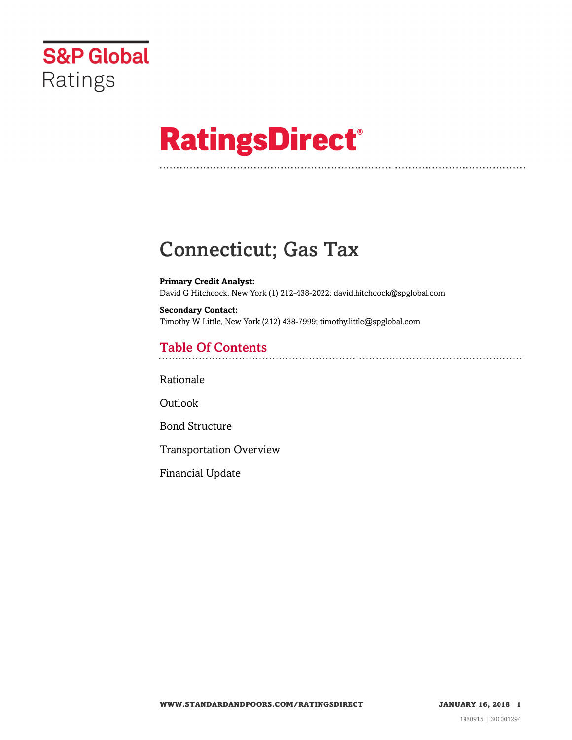S&P Global Ratings

# RatingsDirect®

# Connecticut; Gas Tax

**Primary Credit Analyst:**
David G Hitchcock, New York (1) 212-438-2022; david.hitchcock@spglobal.com

**Secondary Contact:**
Timothy W Little, New York (212) 438-7999; timothy.little@spglobal.com

## Table Of Contents

Rationale

Outlook

Bond Structure

Transportation Overview

Financial Update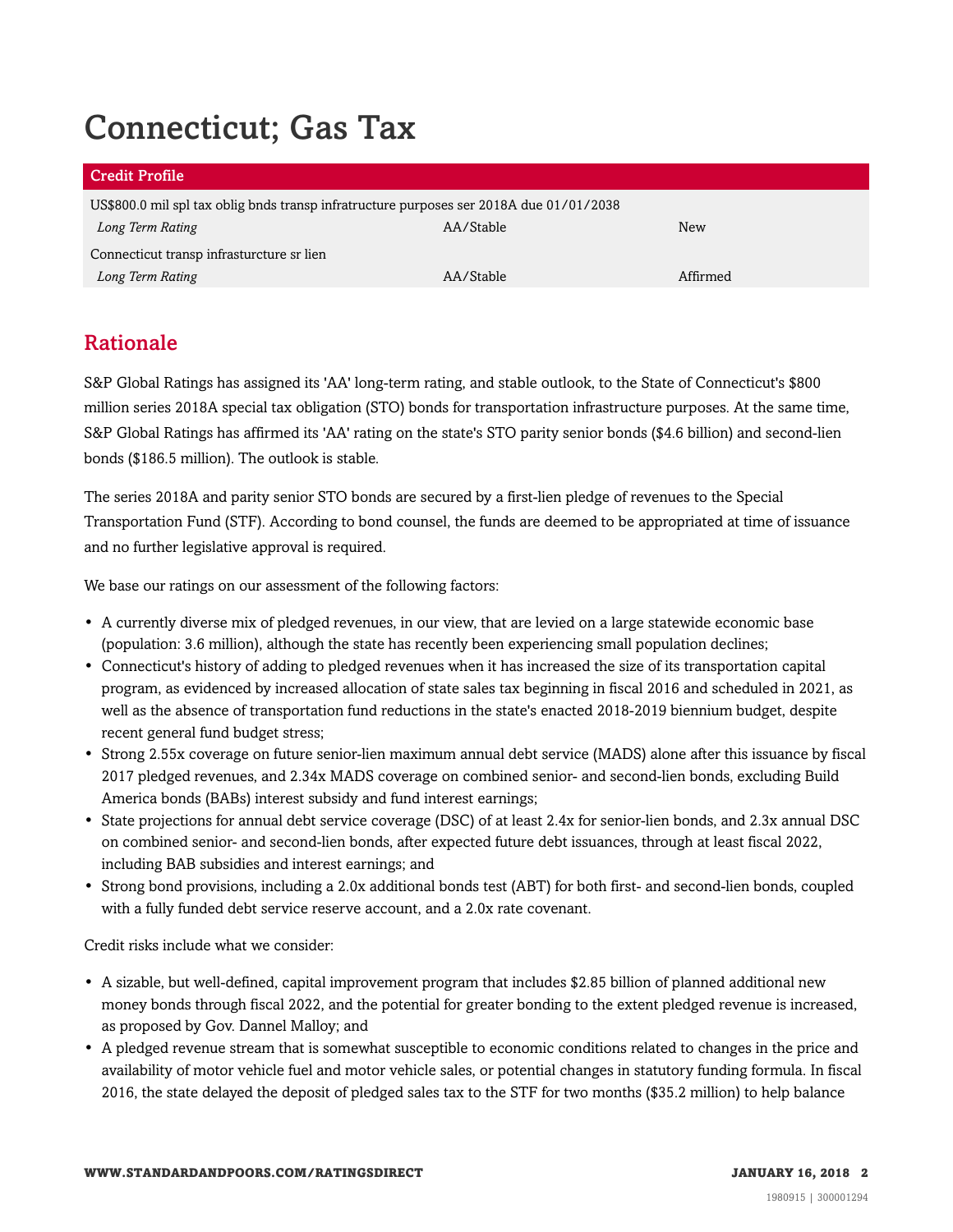# Connecticut; Gas Tax

| Credit Profile | | |
|---|---|---|
| US$800.0 mil spl tax oblig bnds transp infratructure purposes ser 2018A due 01/01/2038 | | |
| *Long Term Rating* | AA/Stable | New |
| Connecticut transp infrasturcture sr lien | | |
| *Long Term Rating* | AA/Stable | Affirmed |

## Rationale

S&P Global Ratings has assigned its 'AA' long-term rating, and stable outlook, to the State of Connecticut's $800 million series 2018A special tax obligation (STO) bonds for transportation infrastructure purposes. At the same time, S&P Global Ratings has affirmed its 'AA' rating on the state's STO parity senior bonds ($4.6 billion) and second-lien bonds ($186.5 million). The outlook is stable.

The series 2018A and parity senior STO bonds are secured by a first-lien pledge of revenues to the Special Transportation Fund (STF). According to bond counsel, the funds are deemed to be appropriated at time of issuance and no further legislative approval is required.

We base our ratings on our assessment of the following factors:

- A currently diverse mix of pledged revenues, in our view, that are levied on a large statewide economic base (population: 3.6 million), although the state has recently been experiencing small population declines;
- Connecticut's history of adding to pledged revenues when it has increased the size of its transportation capital program, as evidenced by increased allocation of state sales tax beginning in fiscal 2016 and scheduled in 2021, as well as the absence of transportation fund reductions in the state's enacted 2018-2019 biennium budget, despite recent general fund budget stress;
- Strong 2.55x coverage on future senior-lien maximum annual debt service (MADS) alone after this issuance by fiscal 2017 pledged revenues, and 2.34x MADS coverage on combined senior- and second-lien bonds, excluding Build America bonds (BABs) interest subsidy and fund interest earnings;
- State projections for annual debt service coverage (DSC) of at least 2.4x for senior-lien bonds, and 2.3x annual DSC on combined senior- and second-lien bonds, after expected future debt issuances, through at least fiscal 2022, including BAB subsidies and interest earnings; and
- Strong bond provisions, including a 2.0x additional bonds test (ABT) for both first- and second-lien bonds, coupled with a fully funded debt service reserve account, and a 2.0x rate covenant.

Credit risks include what we consider:

- A sizable, but well-defined, capital improvement program that includes $2.85 billion of planned additional new money bonds through fiscal 2022, and the potential for greater bonding to the extent pledged revenue is increased, as proposed by Gov. Dannel Malloy; and
- A pledged revenue stream that is somewhat susceptible to economic conditions related to changes in the price and availability of motor vehicle fuel and motor vehicle sales, or potential changes in statutory funding formula. In fiscal 2016, the state delayed the deposit of pledged sales tax to the STF for two months ($35.2 million) to help balance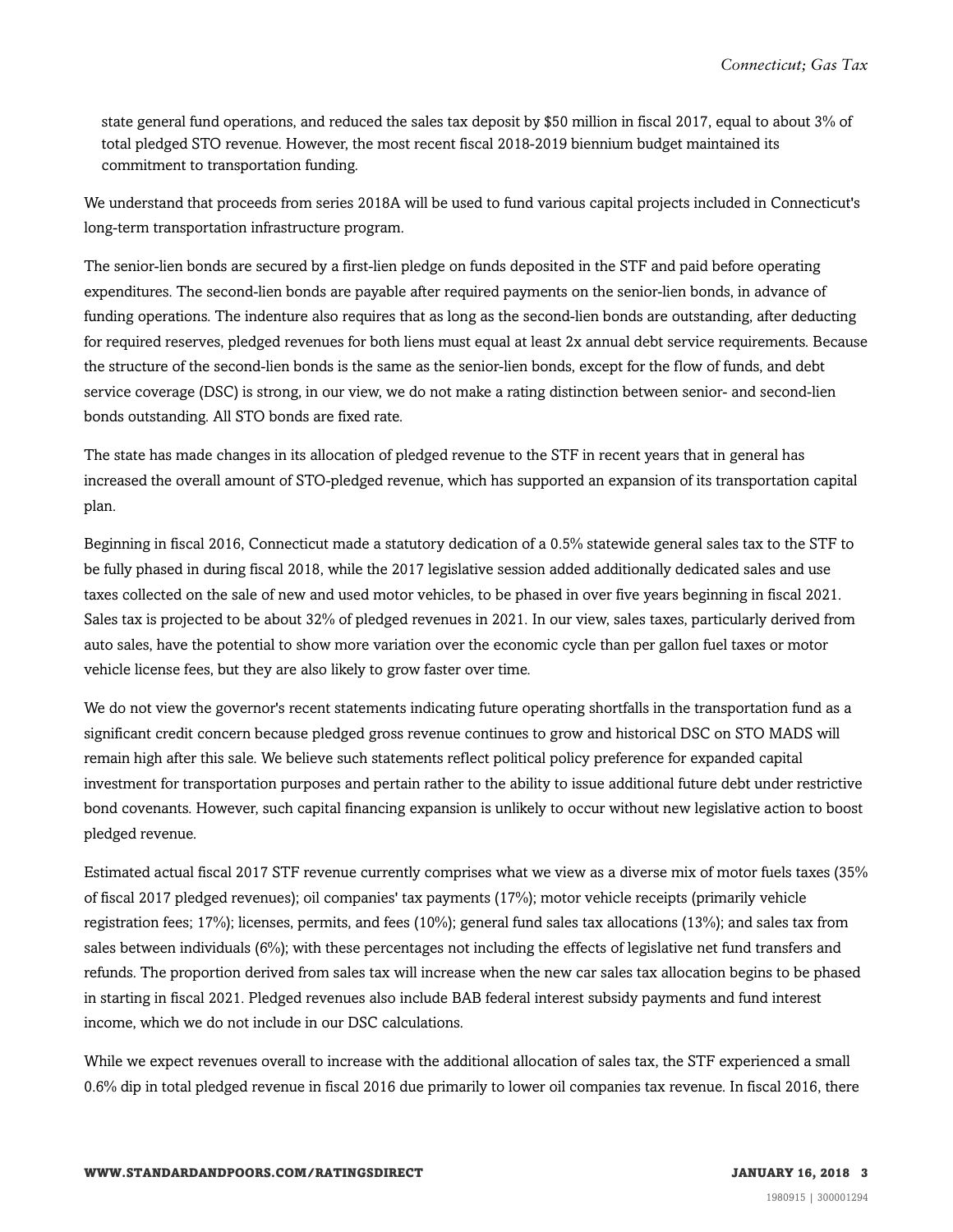state general fund operations, and reduced the sales tax deposit by $50 million in fiscal 2017, equal to about 3% of total pledged STO revenue. However, the most recent fiscal 2018-2019 biennium budget maintained its commitment to transportation funding.

We understand that proceeds from series 2018A will be used to fund various capital projects included in Connecticut's long-term transportation infrastructure program.

The senior-lien bonds are secured by a first-lien pledge on funds deposited in the STF and paid before operating expenditures. The second-lien bonds are payable after required payments on the senior-lien bonds, in advance of funding operations. The indenture also requires that as long as the second-lien bonds are outstanding, after deducting for required reserves, pledged revenues for both liens must equal at least 2x annual debt service requirements. Because the structure of the second-lien bonds is the same as the senior-lien bonds, except for the flow of funds, and debt service coverage (DSC) is strong, in our view, we do not make a rating distinction between senior- and second-lien bonds outstanding. All STO bonds are fixed rate.

The state has made changes in its allocation of pledged revenue to the STF in recent years that in general has increased the overall amount of STO-pledged revenue, which has supported an expansion of its transportation capital plan.

Beginning in fiscal 2016, Connecticut made a statutory dedication of a 0.5% statewide general sales tax to the STF to be fully phased in during fiscal 2018, while the 2017 legislative session added additionally dedicated sales and use taxes collected on the sale of new and used motor vehicles, to be phased in over five years beginning in fiscal 2021. Sales tax is projected to be about 32% of pledged revenues in 2021. In our view, sales taxes, particularly derived from auto sales, have the potential to show more variation over the economic cycle than per gallon fuel taxes or motor vehicle license fees, but they are also likely to grow faster over time.

We do not view the governor's recent statements indicating future operating shortfalls in the transportation fund as a significant credit concern because pledged gross revenue continues to grow and historical DSC on STO MADS will remain high after this sale. We believe such statements reflect political policy preference for expanded capital investment for transportation purposes and pertain rather to the ability to issue additional future debt under restrictive bond covenants. However, such capital financing expansion is unlikely to occur without new legislative action to boost pledged revenue.

Estimated actual fiscal 2017 STF revenue currently comprises what we view as a diverse mix of motor fuels taxes (35% of fiscal 2017 pledged revenues); oil companies' tax payments (17%); motor vehicle receipts (primarily vehicle registration fees; 17%); licenses, permits, and fees (10%); general fund sales tax allocations (13%); and sales tax from sales between individuals (6%); with these percentages not including the effects of legislative net fund transfers and refunds. The proportion derived from sales tax will increase when the new car sales tax allocation begins to be phased in starting in fiscal 2021. Pledged revenues also include BAB federal interest subsidy payments and fund interest income, which we do not include in our DSC calculations.

While we expect revenues overall to increase with the additional allocation of sales tax, the STF experienced a small 0.6% dip in total pledged revenue in fiscal 2016 due primarily to lower oil companies tax revenue. In fiscal 2016, there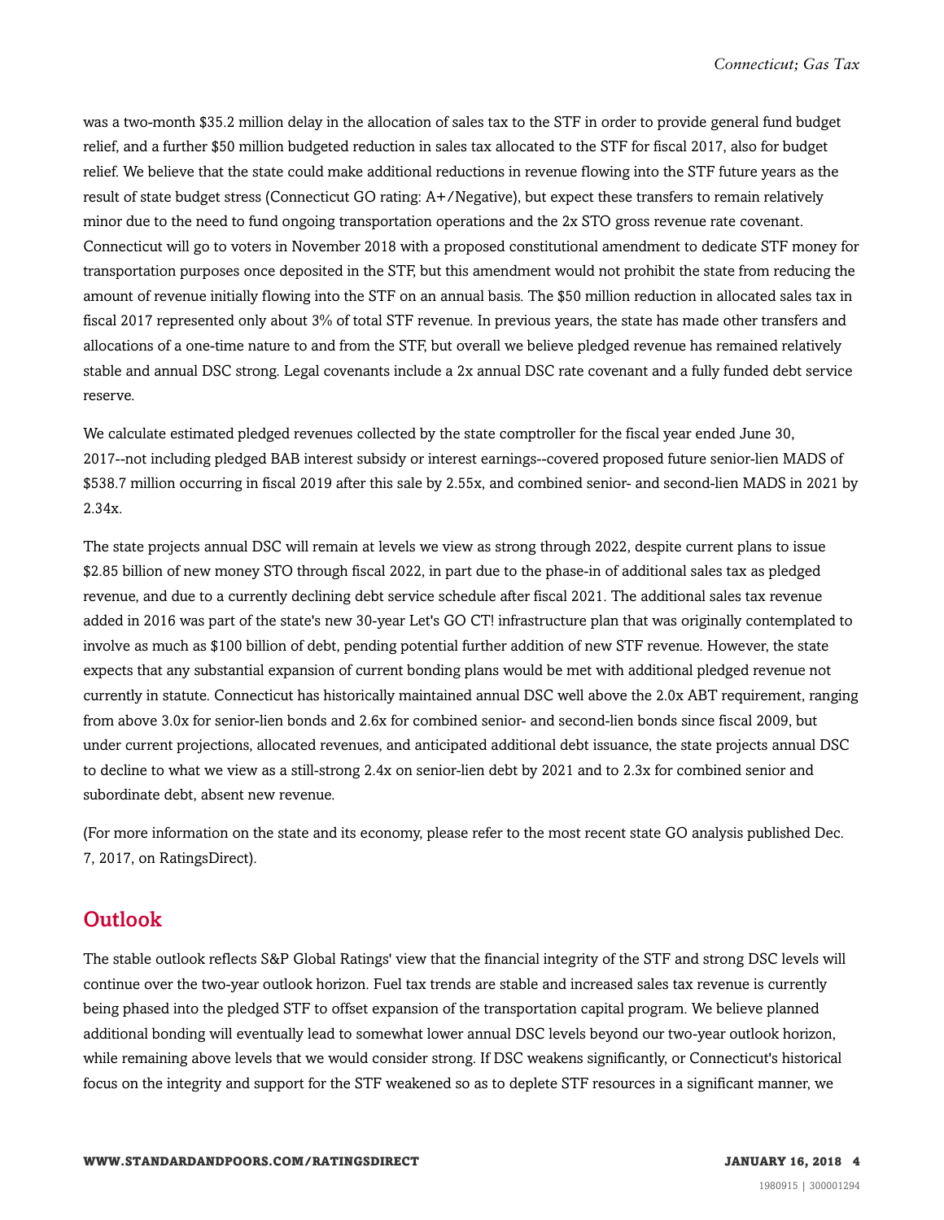was a two-month $35.2 million delay in the allocation of sales tax to the STF in order to provide general fund budget relief, and a further $50 million budgeted reduction in sales tax allocated to the STF for fiscal 2017, also for budget relief. We believe that the state could make additional reductions in revenue flowing into the STF future years as the result of state budget stress (Connecticut GO rating: A+/Negative), but expect these transfers to remain relatively minor due to the need to fund ongoing transportation operations and the 2x STO gross revenue rate covenant. Connecticut will go to voters in November 2018 with a proposed constitutional amendment to dedicate STF money for transportation purposes once deposited in the STF, but this amendment would not prohibit the state from reducing the amount of revenue initially flowing into the STF on an annual basis. The $50 million reduction in allocated sales tax in fiscal 2017 represented only about 3% of total STF revenue. In previous years, the state has made other transfers and allocations of a one-time nature to and from the STF, but overall we believe pledged revenue has remained relatively stable and annual DSC strong. Legal covenants include a 2x annual DSC rate covenant and a fully funded debt service reserve.

We calculate estimated pledged revenues collected by the state comptroller for the fiscal year ended June 30, 2017--not including pledged BAB interest subsidy or interest earnings--covered proposed future senior-lien MADS of $538.7 million occurring in fiscal 2019 after this sale by 2.55x, and combined senior- and second-lien MADS in 2021 by 2.34x.

The state projects annual DSC will remain at levels we view as strong through 2022, despite current plans to issue $2.85 billion of new money STO through fiscal 2022, in part due to the phase-in of additional sales tax as pledged revenue, and due to a currently declining debt service schedule after fiscal 2021. The additional sales tax revenue added in 2016 was part of the state's new 30-year Let's GO CT! infrastructure plan that was originally contemplated to involve as much as $100 billion of debt, pending potential further addition of new STF revenue. However, the state expects that any substantial expansion of current bonding plans would be met with additional pledged revenue not currently in statute. Connecticut has historically maintained annual DSC well above the 2.0x ABT requirement, ranging from above 3.0x for senior-lien bonds and 2.6x for combined senior- and second-lien bonds since fiscal 2009, but under current projections, allocated revenues, and anticipated additional debt issuance, the state projects annual DSC to decline to what we view as a still-strong 2.4x on senior-lien debt by 2021 and to 2.3x for combined senior and subordinate debt, absent new revenue.

(For more information on the state and its economy, please refer to the most recent state GO analysis published Dec. 7, 2017, on RatingsDirect).

## Outlook

The stable outlook reflects S&P Global Ratings' view that the financial integrity of the STF and strong DSC levels will continue over the two-year outlook horizon. Fuel tax trends are stable and increased sales tax revenue is currently being phased into the pledged STF to offset expansion of the transportation capital program. We believe planned additional bonding will eventually lead to somewhat lower annual DSC levels beyond our two-year outlook horizon, while remaining above levels that we would consider strong. If DSC weakens significantly, or Connecticut's historical focus on the integrity and support for the STF weakened so as to deplete STF resources in a significant manner, we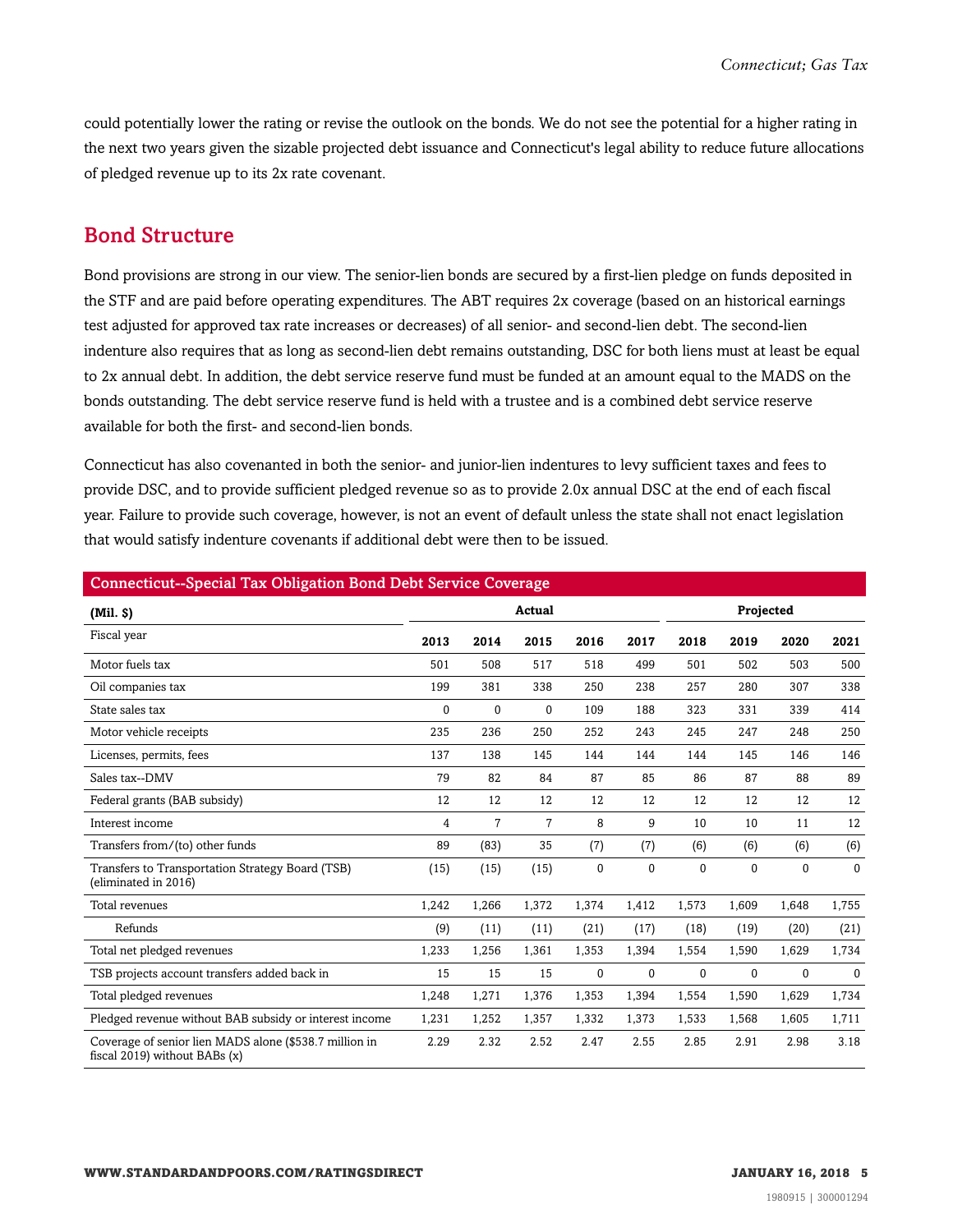could potentially lower the rating or revise the outlook on the bonds. We do not see the potential for a higher rating in the next two years given the sizable projected debt issuance and Connecticut's legal ability to reduce future allocations of pledged revenue up to its 2x rate covenant.

## Bond Structure

Bond provisions are strong in our view. The senior-lien bonds are secured by a first-lien pledge on funds deposited in the STF and are paid before operating expenditures. The ABT requires 2x coverage (based on an historical earnings test adjusted for approved tax rate increases or decreases) of all senior- and second-lien debt. The second-lien indenture also requires that as long as second-lien debt remains outstanding, DSC for both liens must at least be equal to 2x annual debt. In addition, the debt service reserve fund must be funded at an amount equal to the MADS on the bonds outstanding. The debt service reserve fund is held with a trustee and is a combined debt service reserve available for both the first- and second-lien bonds.

Connecticut has also covenanted in both the senior- and junior-lien indentures to levy sufficient taxes and fees to provide DSC, and to provide sufficient pledged revenue so as to provide 2.0x annual DSC at the end of each fiscal year. Failure to provide such coverage, however, is not an event of default unless the state shall not enact legislation that would satisfy indenture covenants if additional debt were then to be issued.

**Connecticut--Special Tax Obligation Bond Debt Service Coverage**

| (Mil. $) | Actual | | | | | Projected | | | |
|---|---|---|---|---|---|---|---|---|---|
| Fiscal year | 2013 | 2014 | 2015 | 2016 | 2017 | 2018 | 2019 | 2020 | 2021 |
| Motor fuels tax | 501 | 508 | 517 | 518 | 499 | 501 | 502 | 503 | 500 |
| Oil companies tax | 199 | 381 | 338 | 250 | 238 | 257 | 280 | 307 | 338 |
| State sales tax | 0 | 0 | 0 | 109 | 188 | 323 | 331 | 339 | 414 |
| Motor vehicle receipts | 235 | 236 | 250 | 252 | 243 | 245 | 247 | 248 | 250 |
| Licenses, permits, fees | 137 | 138 | 145 | 144 | 144 | 144 | 145 | 146 | 146 |
| Sales tax--DMV | 79 | 82 | 84 | 87 | 85 | 86 | 87 | 88 | 89 |
| Federal grants (BAB subsidy) | 12 | 12 | 12 | 12 | 12 | 12 | 12 | 12 | 12 |
| Interest income | 4 | 7 | 7 | 8 | 9 | 10 | 10 | 11 | 12 |
| Transfers from/(to) other funds | 89 | (83) | 35 | (7) | (7) | (6) | (6) | (6) | (6) |
| Transfers to Transportation Strategy Board (TSB) (eliminated in 2016) | (15) | (15) | (15) | 0 | 0 | 0 | 0 | 0 | 0 |
| Total revenues | 1,242 | 1,266 | 1,372 | 1,374 | 1,412 | 1,573 | 1,609 | 1,648 | 1,755 |
| Refunds | (9) | (11) | (11) | (21) | (17) | (18) | (19) | (20) | (21) |
| Total net pledged revenues | 1,233 | 1,256 | 1,361 | 1,353 | 1,394 | 1,554 | 1,590 | 1,629 | 1,734 |
| TSB projects account transfers added back in | 15 | 15 | 15 | 0 | 0 | 0 | 0 | 0 | 0 |
| Total pledged revenues | 1,248 | 1,271 | 1,376 | 1,353 | 1,394 | 1,554 | 1,590 | 1,629 | 1,734 |
| Pledged revenue without BAB subsidy or interest income | 1,231 | 1,252 | 1,357 | 1,332 | 1,373 | 1,533 | 1,568 | 1,605 | 1,711 |
| Coverage of senior lien MADS alone ($538.7 million in fiscal 2019) without BABs (x) | 2.29 | 2.32 | 2.52 | 2.47 | 2.55 | 2.85 | 2.91 | 2.98 | 3.18 |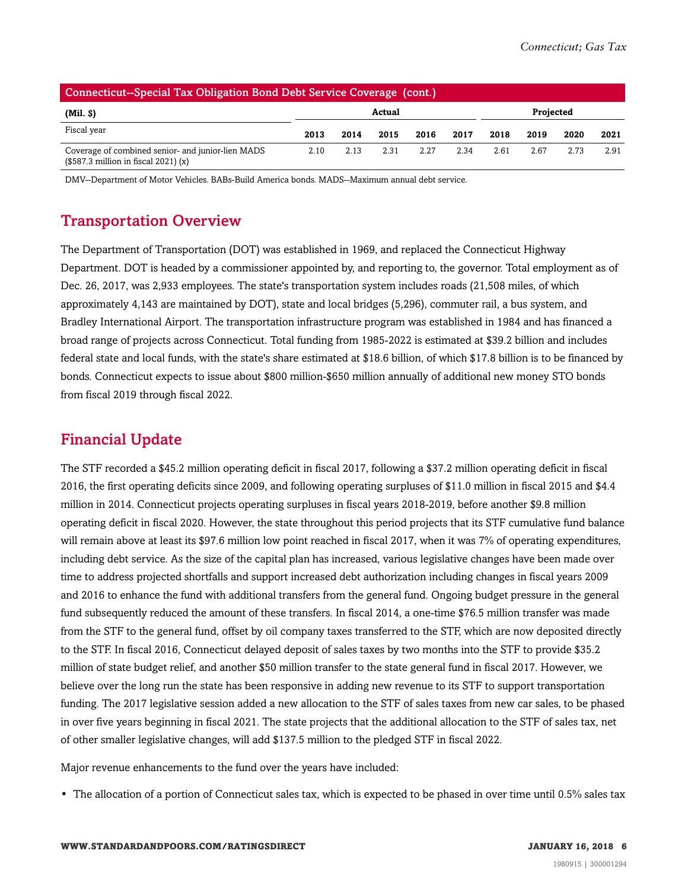| Connecticut--Special Tax Obligation Bond Debt Service Coverage (cont.) | | | | | | | | | |
|---|---|---|---|---|---|---|---|---|---|
| (Mil. $) | Actual | | | | | Projected | | | |
| Fiscal year | 2013 | 2014 | 2015 | 2016 | 2017 | 2018 | 2019 | 2020 | 2021 |
| Coverage of combined senior- and junior-lien MADS ($587.3 million in fiscal 2021) (x) | 2.10 | 2.13 | 2.31 | 2.27 | 2.34 | 2.61 | 2.67 | 2.73 | 2.91 |

DMV--Department of Motor Vehicles. BABs-Build America bonds. MADS--Maximum annual debt service.

## Transportation Overview

The Department of Transportation (DOT) was established in 1969, and replaced the Connecticut Highway Department. DOT is headed by a commissioner appointed by, and reporting to, the governor. Total employment as of Dec. 26, 2017, was 2,933 employees. The state's transportation system includes roads (21,508 miles, of which approximately 4,143 are maintained by DOT), state and local bridges (5,296), commuter rail, a bus system, and Bradley International Airport. The transportation infrastructure program was established in 1984 and has financed a broad range of projects across Connecticut. Total funding from 1985-2022 is estimated at $39.2 billion and includes federal state and local funds, with the state's share estimated at $18.6 billion, of which $17.8 billion is to be financed by bonds. Connecticut expects to issue about $800 million-$650 million annually of additional new money STO bonds from fiscal 2019 through fiscal 2022.

## Financial Update

The STF recorded a $45.2 million operating deficit in fiscal 2017, following a $37.2 million operating deficit in fiscal 2016, the first operating deficits since 2009, and following operating surpluses of $11.0 million in fiscal 2015 and $4.4 million in 2014. Connecticut projects operating surpluses in fiscal years 2018-2019, before another $9.8 million operating deficit in fiscal 2020. However, the state throughout this period projects that its STF cumulative fund balance will remain above at least its $97.6 million low point reached in fiscal 2017, when it was 7% of operating expenditures, including debt service. As the size of the capital plan has increased, various legislative changes have been made over time to address projected shortfalls and support increased debt authorization including changes in fiscal years 2009 and 2016 to enhance the fund with additional transfers from the general fund. Ongoing budget pressure in the general fund subsequently reduced the amount of these transfers. In fiscal 2014, a one-time $76.5 million transfer was made from the STF to the general fund, offset by oil company taxes transferred to the STF, which are now deposited directly to the STF. In fiscal 2016, Connecticut delayed deposit of sales taxes by two months into the STF to provide $35.2 million of state budget relief, and another $50 million transfer to the state general fund in fiscal 2017. However, we believe over the long run the state has been responsive in adding new revenue to its STF to support transportation funding. The 2017 legislative session added a new allocation to the STF of sales taxes from new car sales, to be phased in over five years beginning in fiscal 2021. The state projects that the additional allocation to the STF of sales tax, net of other smaller legislative changes, will add $137.5 million to the pledged STF in fiscal 2022.

Major revenue enhancements to the fund over the years have included:

- The allocation of a portion of Connecticut sales tax, which is expected to be phased in over time until 0.5% sales tax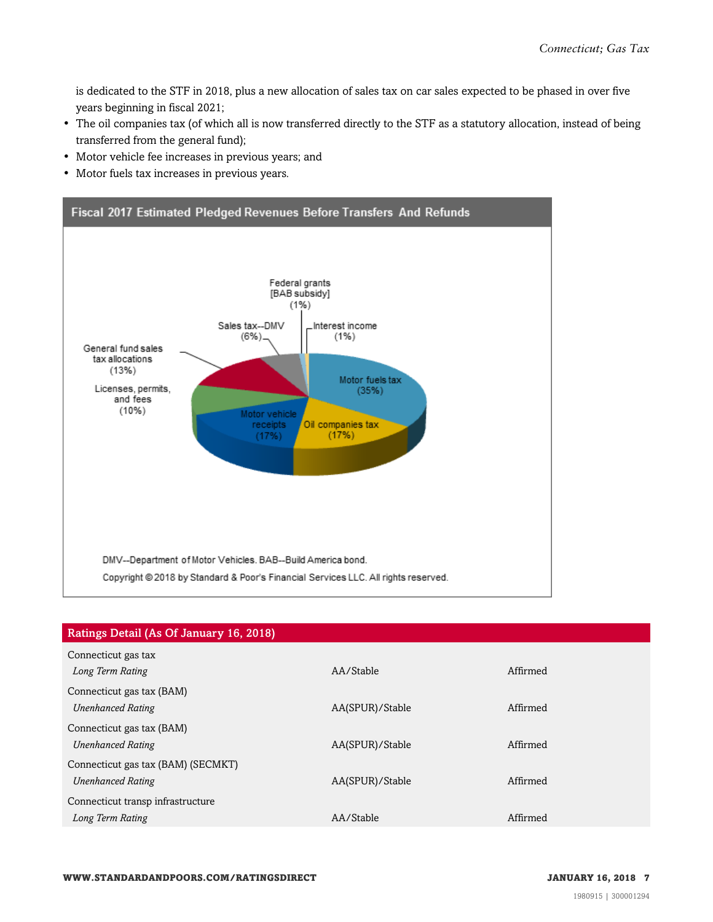is dedicated to the STF in 2018, plus a new allocation of sales tax on car sales expected to be phased in over five years beginning in fiscal 2021;

- The oil companies tax (of which all is now transferred directly to the STF as a statutory allocation, instead of being transferred from the general fund);
- Motor vehicle fee increases in previous years; and
- Motor fuels tax increases in previous years.

**Fiscal 2017 Estimated Pledged Revenues Before Transfers And Refunds**

| Revenue source | Share |
|---|---|
| Motor fuels tax | 35% |
| Oil companies tax | 17% |
| Motor vehicle receipts | 17% |
| General fund sales tax allocations | 13% |
| Licenses, permits, and fees | 10% |
| Sales tax--DMV | 6% |
| Federal grants [BAB subsidy] | 1% |
| Interest income | 1% |

DMV--Department of Motor Vehicles. BAB--Build America bond.

Copyright © 2018 by Standard & Poor's Financial Services LLC. All rights reserved.

## Ratings Detail (As Of January 16, 2018)

| | | |
|---|---|---|
| Connecticut gas tax | | |
| *Long Term Rating* | AA/Stable | Affirmed |
| Connecticut gas tax (BAM) | | |
| *Unenhanced Rating* | AA(SPUR)/Stable | Affirmed |
| Connecticut gas tax (BAM) | | |
| *Unenhanced Rating* | AA(SPUR)/Stable | Affirmed |
| Connecticut gas tax (BAM) (SECMKT) | | |
| *Unenhanced Rating* | AA(SPUR)/Stable | Affirmed |
| Connecticut transp infrastructure | | |
| *Long Term Rating* | AA/Stable | Affirmed |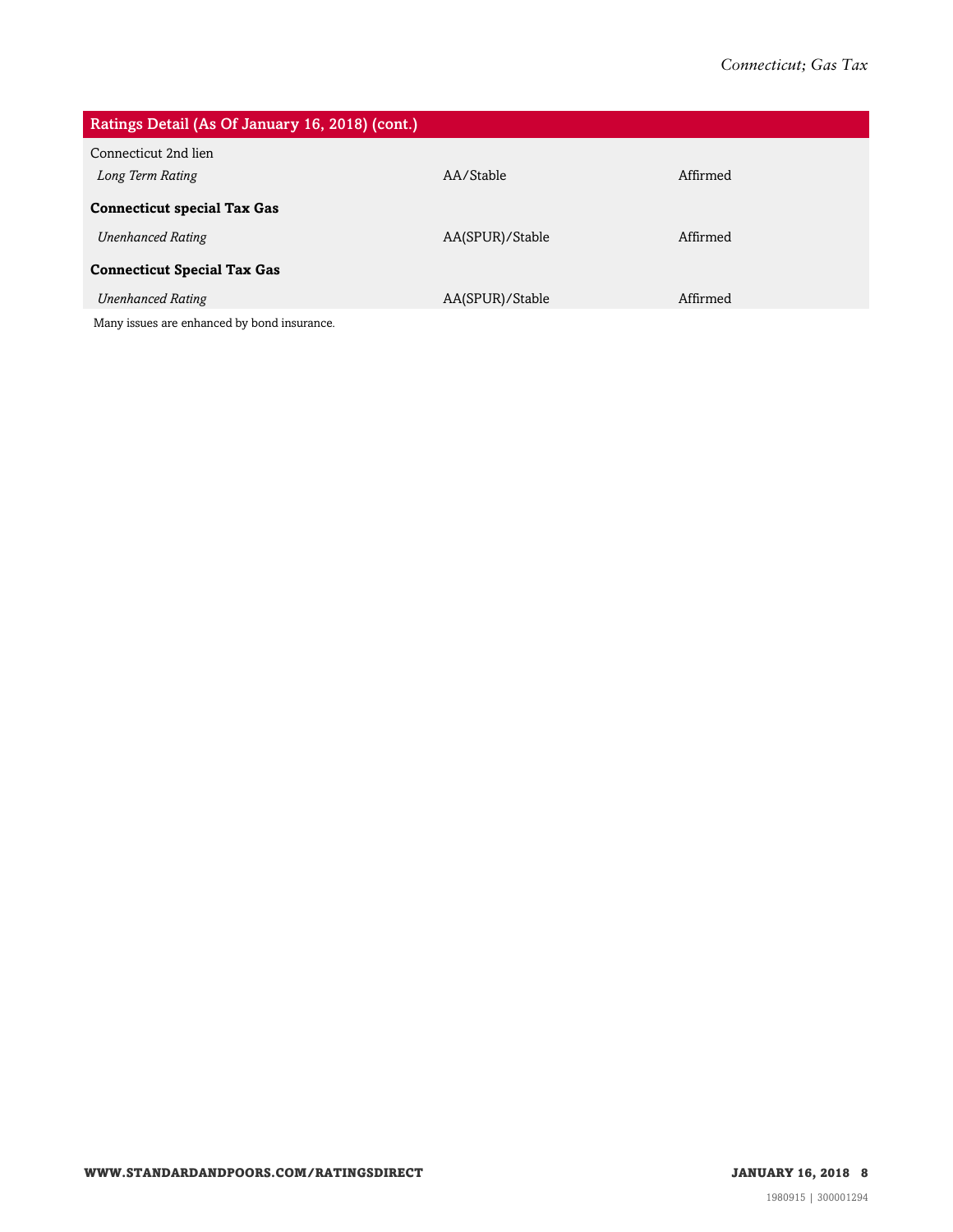| Ratings Detail (As Of January 16, 2018) (cont.) | | |
|---|---|---|
| Connecticut 2nd lien | | |
| *Long Term Rating* | AA/Stable | Affirmed |
| **Connecticut special Tax Gas** | | |
| *Unenhanced Rating* | AA(SPUR)/Stable | Affirmed |
| **Connecticut Special Tax Gas** | | |
| *Unenhanced Rating* | AA(SPUR)/Stable | Affirmed |

Many issues are enhanced by bond insurance.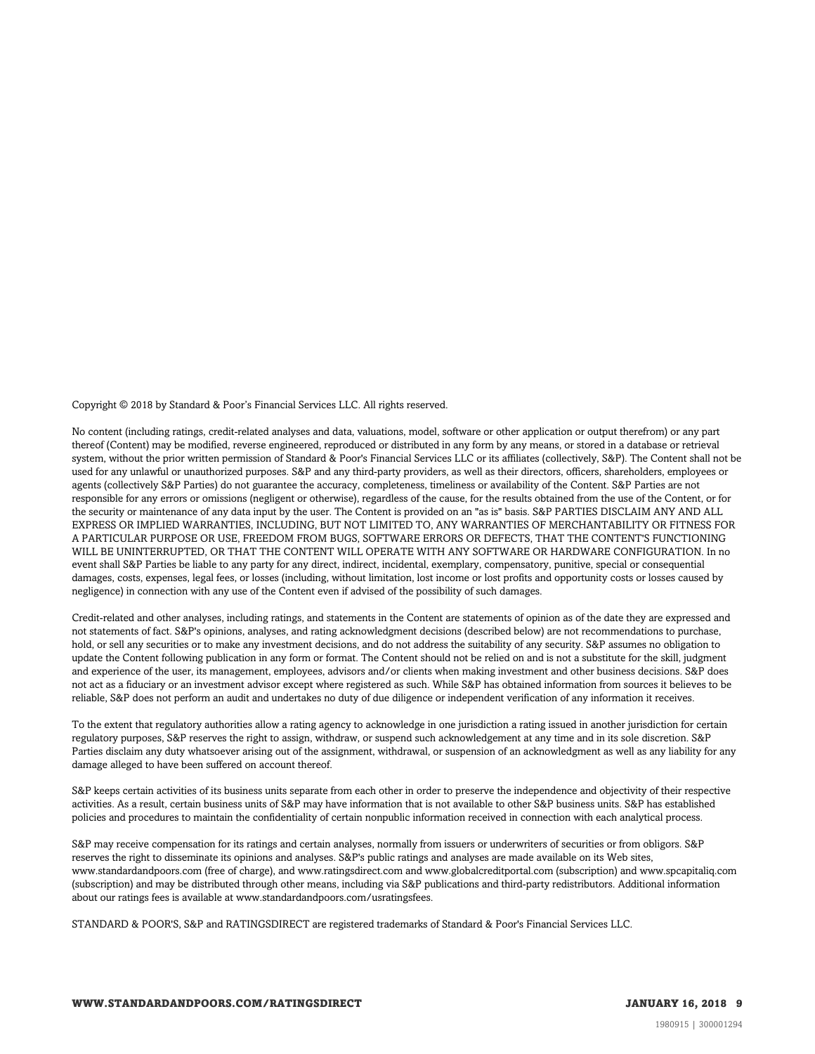Copyright © 2018 by Standard & Poor's Financial Services LLC. All rights reserved.

No content (including ratings, credit-related analyses and data, valuations, model, software or other application or output therefrom) or any part thereof (Content) may be modified, reverse engineered, reproduced or distributed in any form by any means, or stored in a database or retrieval system, without the prior written permission of Standard & Poor's Financial Services LLC or its affiliates (collectively, S&P). The Content shall not be used for any unlawful or unauthorized purposes. S&P and any third-party providers, as well as their directors, officers, shareholders, employees or agents (collectively S&P Parties) do not guarantee the accuracy, completeness, timeliness or availability of the Content. S&P Parties are not responsible for any errors or omissions (negligent or otherwise), regardless of the cause, for the results obtained from the use of the Content, or for the security or maintenance of any data input by the user. The Content is provided on an "as is" basis. S&P PARTIES DISCLAIM ANY AND ALL EXPRESS OR IMPLIED WARRANTIES, INCLUDING, BUT NOT LIMITED TO, ANY WARRANTIES OF MERCHANTABILITY OR FITNESS FOR A PARTICULAR PURPOSE OR USE, FREEDOM FROM BUGS, SOFTWARE ERRORS OR DEFECTS, THAT THE CONTENT'S FUNCTIONING WILL BE UNINTERRUPTED, OR THAT THE CONTENT WILL OPERATE WITH ANY SOFTWARE OR HARDWARE CONFIGURATION. In no event shall S&P Parties be liable to any party for any direct, indirect, incidental, exemplary, compensatory, punitive, special or consequential damages, costs, expenses, legal fees, or losses (including, without limitation, lost income or lost profits and opportunity costs or losses caused by negligence) in connection with any use of the Content even if advised of the possibility of such damages.

Credit-related and other analyses, including ratings, and statements in the Content are statements of opinion as of the date they are expressed and not statements of fact. S&P's opinions, analyses, and rating acknowledgment decisions (described below) are not recommendations to purchase, hold, or sell any securities or to make any investment decisions, and do not address the suitability of any security. S&P assumes no obligation to update the Content following publication in any form or format. The Content should not be relied on and is not a substitute for the skill, judgment and experience of the user, its management, employees, advisors and/or clients when making investment and other business decisions. S&P does not act as a fiduciary or an investment advisor except where registered as such. While S&P has obtained information from sources it believes to be reliable, S&P does not perform an audit and undertakes no duty of due diligence or independent verification of any information it receives.

To the extent that regulatory authorities allow a rating agency to acknowledge in one jurisdiction a rating issued in another jurisdiction for certain regulatory purposes, S&P reserves the right to assign, withdraw, or suspend such acknowledgement at any time and in its sole discretion. S&P Parties disclaim any duty whatsoever arising out of the assignment, withdrawal, or suspension of an acknowledgment as well as any liability for any damage alleged to have been suffered on account thereof.

S&P keeps certain activities of its business units separate from each other in order to preserve the independence and objectivity of their respective activities. As a result, certain business units of S&P may have information that is not available to other S&P business units. S&P has established policies and procedures to maintain the confidentiality of certain nonpublic information received in connection with each analytical process.

S&P may receive compensation for its ratings and certain analyses, normally from issuers or underwriters of securities or from obligors. S&P reserves the right to disseminate its opinions and analyses. S&P's public ratings and analyses are made available on its Web sites, www.standardandpoors.com (free of charge), and www.ratingsdirect.com and www.globalcreditportal.com (subscription) and www.spcapitaliq.com (subscription) and may be distributed through other means, including via S&P publications and third-party redistributors. Additional information about our ratings fees is available at www.standardandpoors.com/usratingsfees.

STANDARD & POOR'S, S&P and RATINGSDIRECT are registered trademarks of Standard & Poor's Financial Services LLC.